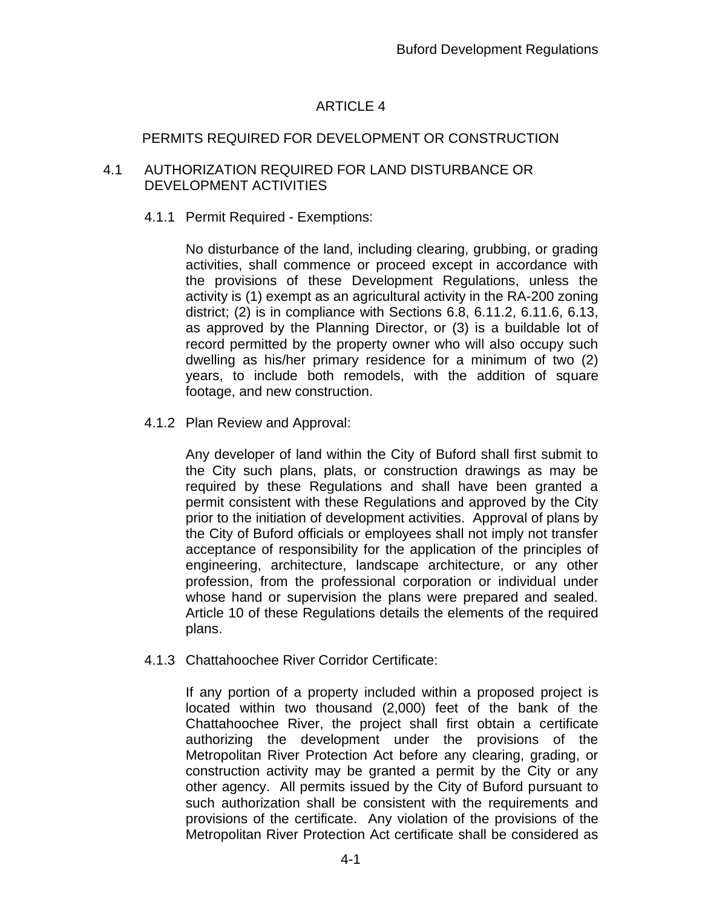# ARTICLE 4

## PERMITS REQUIRED FOR DEVELOPMENT OR CONSTRUCTION

### 4.1 AUTHORIZATION REQUIRED FOR LAND DISTURBANCE OR DEVELOPMENT ACTIVITIES

#### 4.1.1 Permit Required - Exemptions:

No disturbance of the land, including clearing, grubbing, or grading activities, shall commence or proceed except in accordance with the provisions of these Development Regulations, unless the activity is (1) exempt as an agricultural activity in the RA-200 zoning district; (2) is in compliance with Sections 6.8, 6.11.2, 6.11.6, 6.13, as approved by the Planning Director, or (3) is a buildable lot of record permitted by the property owner who will also occupy such dwelling as his/her primary residence for a minimum of two (2) years, to include both remodels, with the addition of square footage, and new construction.

#### 4.1.2 Plan Review and Approval:

Any developer of land within the City of Buford shall first submit to the City such plans, plats, or construction drawings as may be required by these Regulations and shall have been granted a permit consistent with these Regulations and approved by the City prior to the initiation of development activities. Approval of plans by the City of Buford officials or employees shall not imply not transfer acceptance of responsibility for the application of the principles of engineering, architecture, landscape architecture, or any other profession, from the professional corporation or individual under whose hand or supervision the plans were prepared and sealed. Article 10 of these Regulations details the elements of the required plans.

#### 4.1.3 Chattahoochee River Corridor Certificate:

If any portion of a property included within a proposed project is located within two thousand (2,000) feet of the bank of the Chattahoochee River, the project shall first obtain a certificate authorizing the development under the provisions of the Metropolitan River Protection Act before any clearing, grading, or construction activity may be granted a permit by the City or any other agency. All permits issued by the City of Buford pursuant to such authorization shall be consistent with the requirements and provisions of the certificate. Any violation of the provisions of the Metropolitan River Protection Act certificate shall be considered as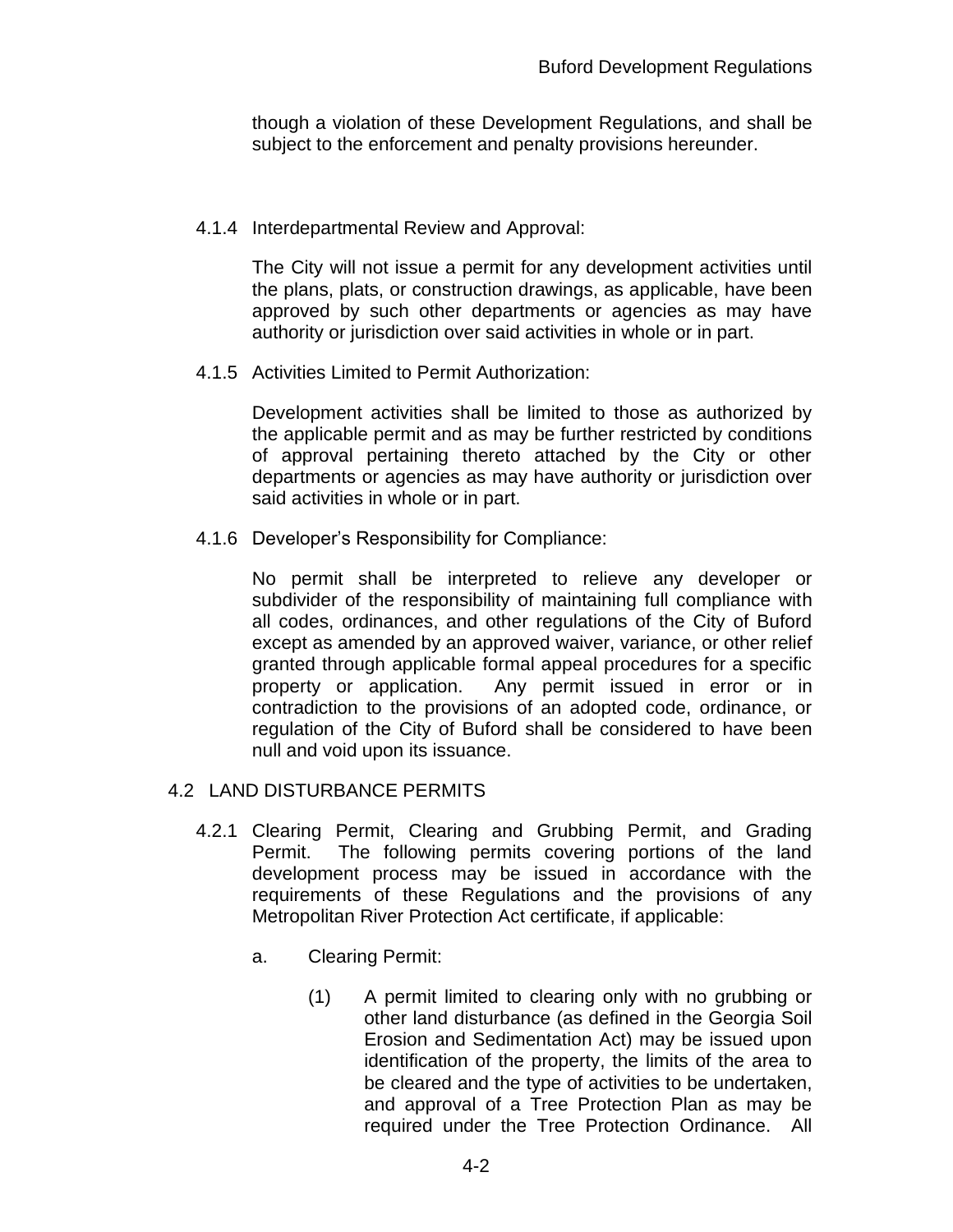though a violation of these Development Regulations, and shall be subject to the enforcement and penalty provisions hereunder.

4.1.4 Interdepartmental Review and Approval:

The City will not issue a permit for any development activities until the plans, plats, or construction drawings, as applicable, have been approved by such other departments or agencies as may have authority or jurisdiction over said activities in whole or in part.

4.1.5 Activities Limited to Permit Authorization:

Development activities shall be limited to those as authorized by the applicable permit and as may be further restricted by conditions of approval pertaining thereto attached by the City or other departments or agencies as may have authority or jurisdiction over said activities in whole or in part.

4.1.6 Developer's Responsibility for Compliance:

No permit shall be interpreted to relieve any developer or subdivider of the responsibility of maintaining full compliance with all codes, ordinances, and other regulations of the City of Buford except as amended by an approved waiver, variance, or other relief granted through applicable formal appeal procedures for a specific property or application. Any permit issued in error or in contradiction to the provisions of an adopted code, ordinance, or regulation of the City of Buford shall be considered to have been null and void upon its issuance.

## 4.2 LAND DISTURBANCE PERMITS

4.2.1 Clearing Permit, Clearing and Grubbing Permit, and Grading Permit. The following permits covering portions of the land development process may be issued in accordance with the requirements of these Regulations and the provisions of any Metropolitan River Protection Act certificate, if applicable:

a. Clearing Permit:

(1) A permit limited to clearing only with no grubbing or other land disturbance (as defined in the Georgia Soil Erosion and Sedimentation Act) may be issued upon identification of the property, the limits of the area to be cleared and the type of activities to be undertaken, and approval of a Tree Protection Plan as may be required under the Tree Protection Ordinance. All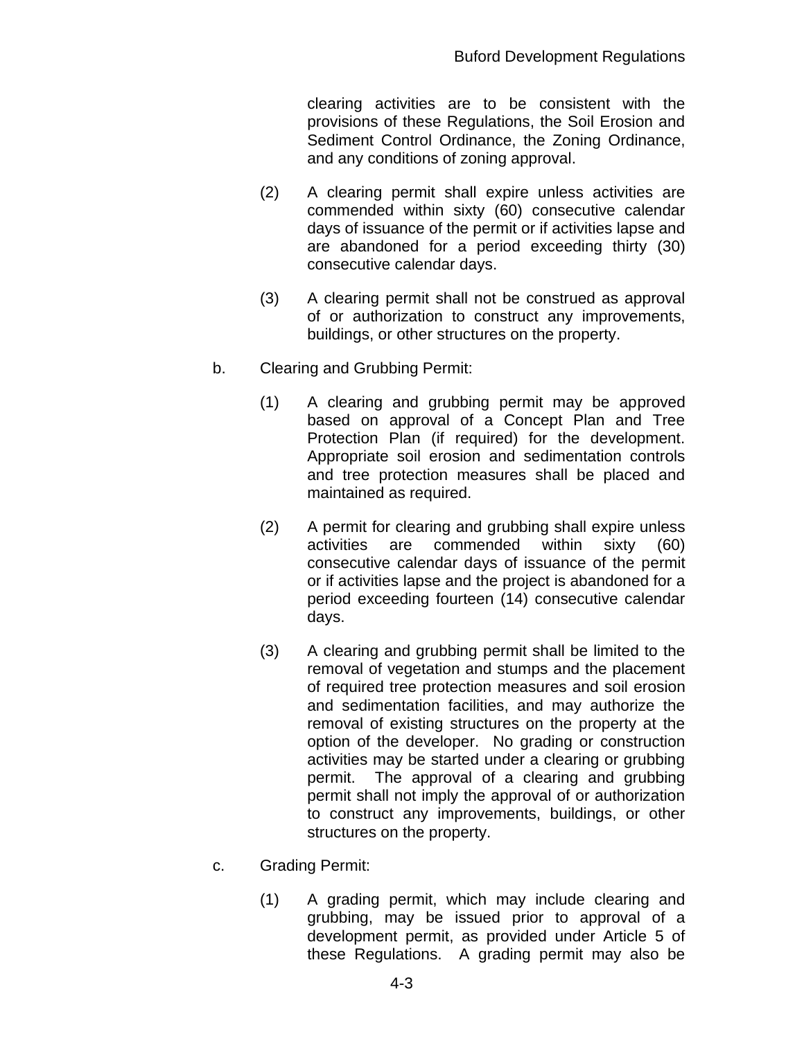clearing activities are to be consistent with the provisions of these Regulations, the Soil Erosion and Sediment Control Ordinance, the Zoning Ordinance, and any conditions of zoning approval.

(2) A clearing permit shall expire unless activities are commended within sixty (60) consecutive calendar days of issuance of the permit or if activities lapse and are abandoned for a period exceeding thirty (30) consecutive calendar days.

(3) A clearing permit shall not be construed as approval of or authorization to construct any improvements, buildings, or other structures on the property.

b. Clearing and Grubbing Permit:

(1) A clearing and grubbing permit may be approved based on approval of a Concept Plan and Tree Protection Plan (if required) for the development. Appropriate soil erosion and sedimentation controls and tree protection measures shall be placed and maintained as required.

(2) A permit for clearing and grubbing shall expire unless activities are commended within sixty (60) consecutive calendar days of issuance of the permit or if activities lapse and the project is abandoned for a period exceeding fourteen (14) consecutive calendar days.

(3) A clearing and grubbing permit shall be limited to the removal of vegetation and stumps and the placement of required tree protection measures and soil erosion and sedimentation facilities, and may authorize the removal of existing structures on the property at the option of the developer. No grading or construction activities may be started under a clearing or grubbing permit. The approval of a clearing and grubbing permit shall not imply the approval of or authorization to construct any improvements, buildings, or other structures on the property.

c. Grading Permit:

(1) A grading permit, which may include clearing and grubbing, may be issued prior to approval of a development permit, as provided under Article 5 of these Regulations. A grading permit may also be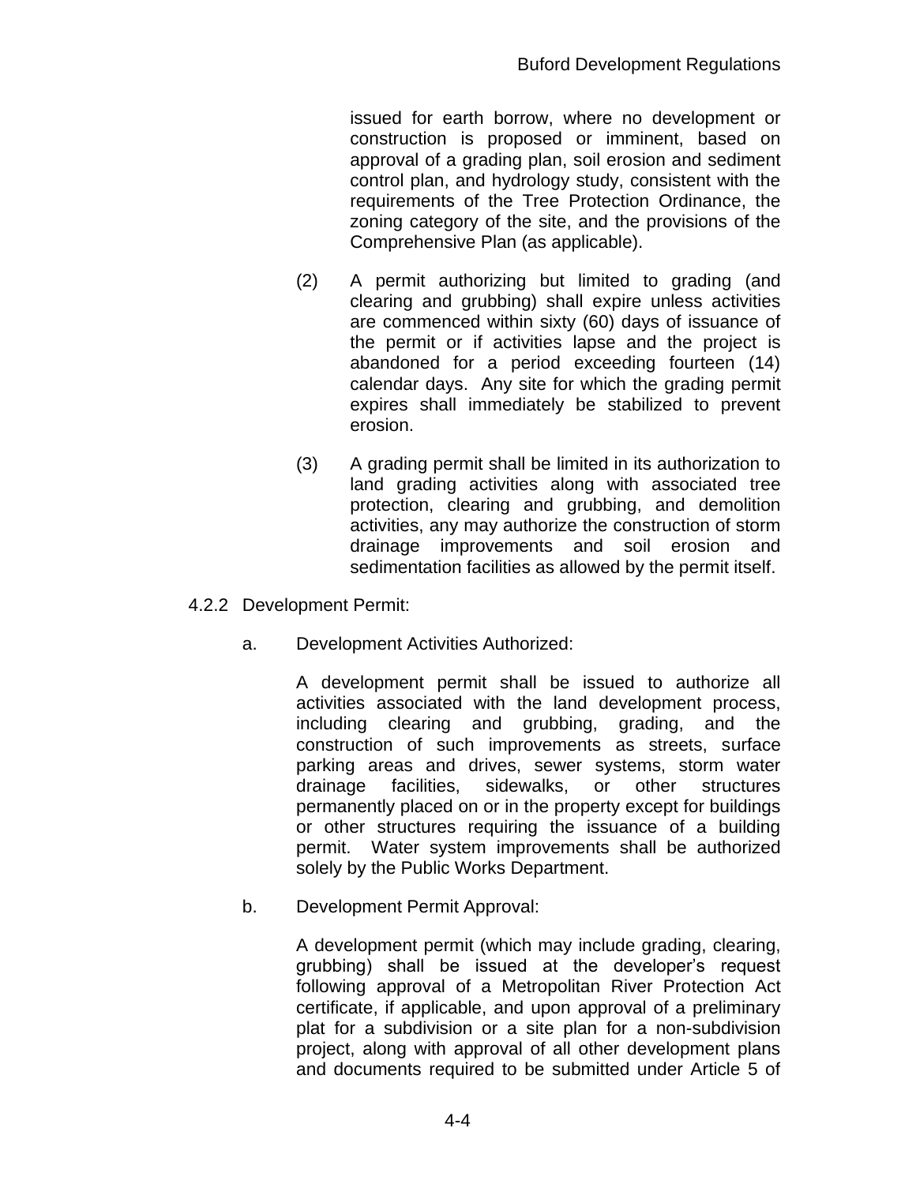issued for earth borrow, where no development or construction is proposed or imminent, based on approval of a grading plan, soil erosion and sediment control plan, and hydrology study, consistent with the requirements of the Tree Protection Ordinance, the zoning category of the site, and the provisions of the Comprehensive Plan (as applicable).

(2) A permit authorizing but limited to grading (and clearing and grubbing) shall expire unless activities are commenced within sixty (60) days of issuance of the permit or if activities lapse and the project is abandoned for a period exceeding fourteen (14) calendar days. Any site for which the grading permit expires shall immediately be stabilized to prevent erosion.

(3) A grading permit shall be limited in its authorization to land grading activities along with associated tree protection, clearing and grubbing, and demolition activities, any may authorize the construction of storm drainage improvements and soil erosion and sedimentation facilities as allowed by the permit itself.

4.2.2 Development Permit:

a. Development Activities Authorized:

A development permit shall be issued to authorize all activities associated with the land development process, including clearing and grubbing, grading, and the construction of such improvements as streets, surface parking areas and drives, sewer systems, storm water drainage facilities, sidewalks, or other structures permanently placed on or in the property except for buildings or other structures requiring the issuance of a building permit. Water system improvements shall be authorized solely by the Public Works Department.

b. Development Permit Approval:

A development permit (which may include grading, clearing, grubbing) shall be issued at the developer's request following approval of a Metropolitan River Protection Act certificate, if applicable, and upon approval of a preliminary plat for a subdivision or a site plan for a non-subdivision project, along with approval of all other development plans and documents required to be submitted under Article 5 of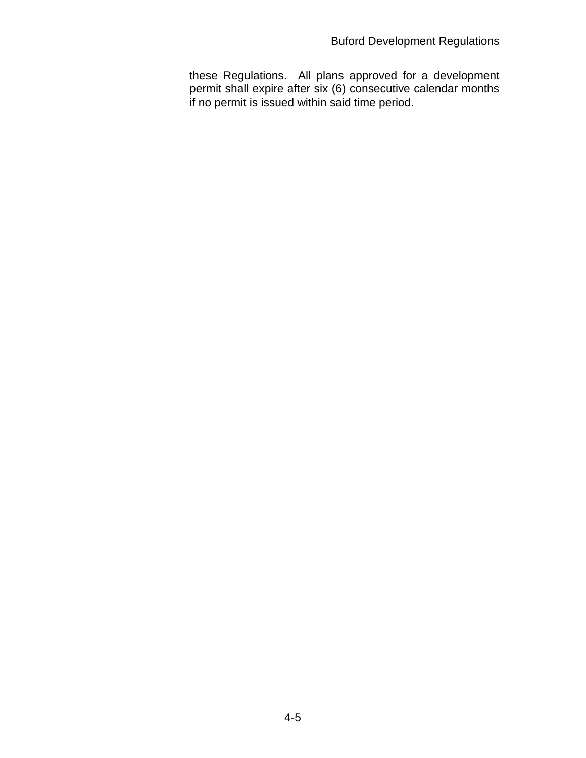these Regulations.  All plans approved for a development permit shall expire after six (6) consecutive calendar months if no permit is issued within said time period.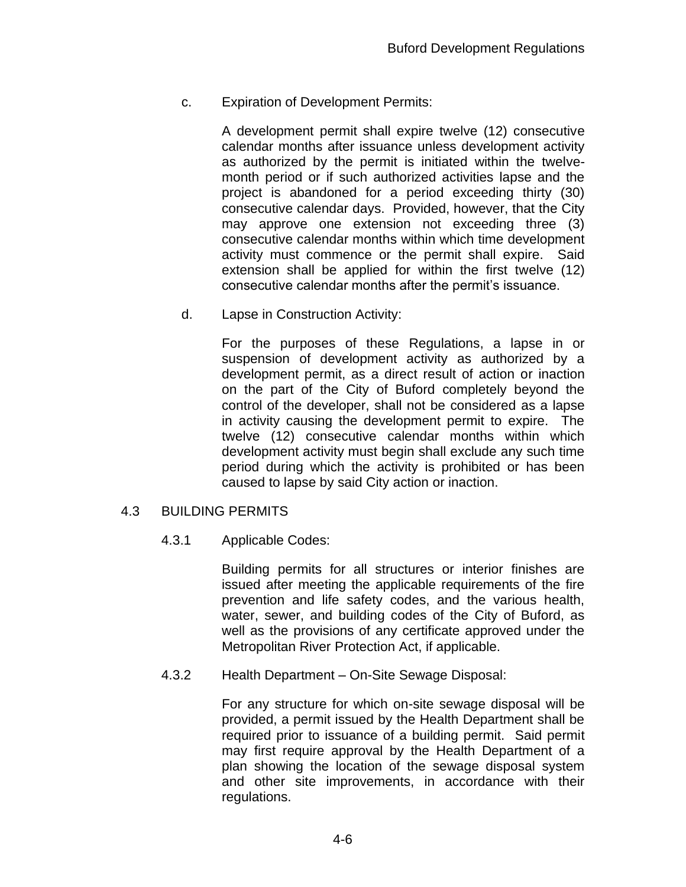c. Expiration of Development Permits:

A development permit shall expire twelve (12) consecutive calendar months after issuance unless development activity as authorized by the permit is initiated within the twelve-month period or if such authorized activities lapse and the project is abandoned for a period exceeding thirty (30) consecutive calendar days. Provided, however, that the City may approve one extension not exceeding three (3) consecutive calendar months within which time development activity must commence or the permit shall expire. Said extension shall be applied for within the first twelve (12) consecutive calendar months after the permit's issuance.

d. Lapse in Construction Activity:

For the purposes of these Regulations, a lapse in or suspension of development activity as authorized by a development permit, as a direct result of action or inaction on the part of the City of Buford completely beyond the control of the developer, shall not be considered as a lapse in activity causing the development permit to expire. The twelve (12) consecutive calendar months within which development activity must begin shall exclude any such time period during which the activity is prohibited or has been caused to lapse by said City action or inaction.

## 4.3 BUILDING PERMITS

### 4.3.1 Applicable Codes:

Building permits for all structures or interior finishes are issued after meeting the applicable requirements of the fire prevention and life safety codes, and the various health, water, sewer, and building codes of the City of Buford, as well as the provisions of any certificate approved under the Metropolitan River Protection Act, if applicable.

### 4.3.2 Health Department – On-Site Sewage Disposal:

For any structure for which on-site sewage disposal will be provided, a permit issued by the Health Department shall be required prior to issuance of a building permit. Said permit may first require approval by the Health Department of a plan showing the location of the sewage disposal system and other site improvements, in accordance with their regulations.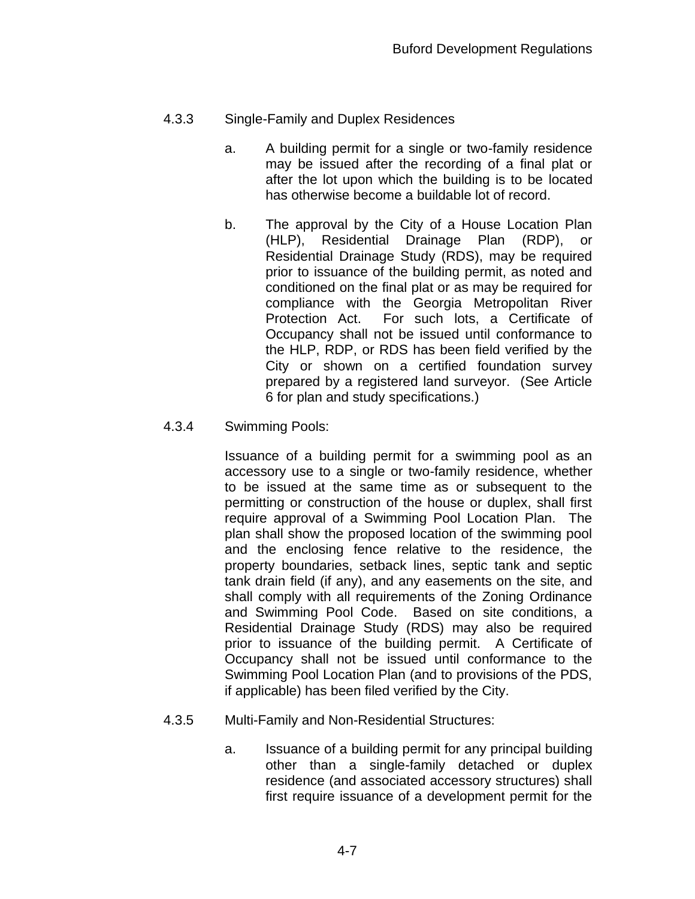### 4.3.3 Single-Family and Duplex Residences

a. A building permit for a single or two-family residence may be issued after the recording of a final plat or after the lot upon which the building is to be located has otherwise become a buildable lot of record.

b. The approval by the City of a House Location Plan (HLP), Residential Drainage Plan (RDP), or Residential Drainage Study (RDS), may be required prior to issuance of the building permit, as noted and conditioned on the final plat or as may be required for compliance with the Georgia Metropolitan River Protection Act. For such lots, a Certificate of Occupancy shall not be issued until conformance to the HLP, RDP, or RDS has been field verified by the City or shown on a certified foundation survey prepared by a registered land surveyor. (See Article 6 for plan and study specifications.)

### 4.3.4 Swimming Pools:

Issuance of a building permit for a swimming pool as an accessory use to a single or two-family residence, whether to be issued at the same time as or subsequent to the permitting or construction of the house or duplex, shall first require approval of a Swimming Pool Location Plan. The plan shall show the proposed location of the swimming pool and the enclosing fence relative to the residence, the property boundaries, setback lines, septic tank and septic tank drain field (if any), and any easements on the site, and shall comply with all requirements of the Zoning Ordinance and Swimming Pool Code. Based on site conditions, a Residential Drainage Study (RDS) may also be required prior to issuance of the building permit. A Certificate of Occupancy shall not be issued until conformance to the Swimming Pool Location Plan (and to provisions of the PDS, if applicable) has been filed verified by the City.

### 4.3.5 Multi-Family and Non-Residential Structures:

a. Issuance of a building permit for any principal building other than a single-family detached or duplex residence (and associated accessory structures) shall first require issuance of a development permit for the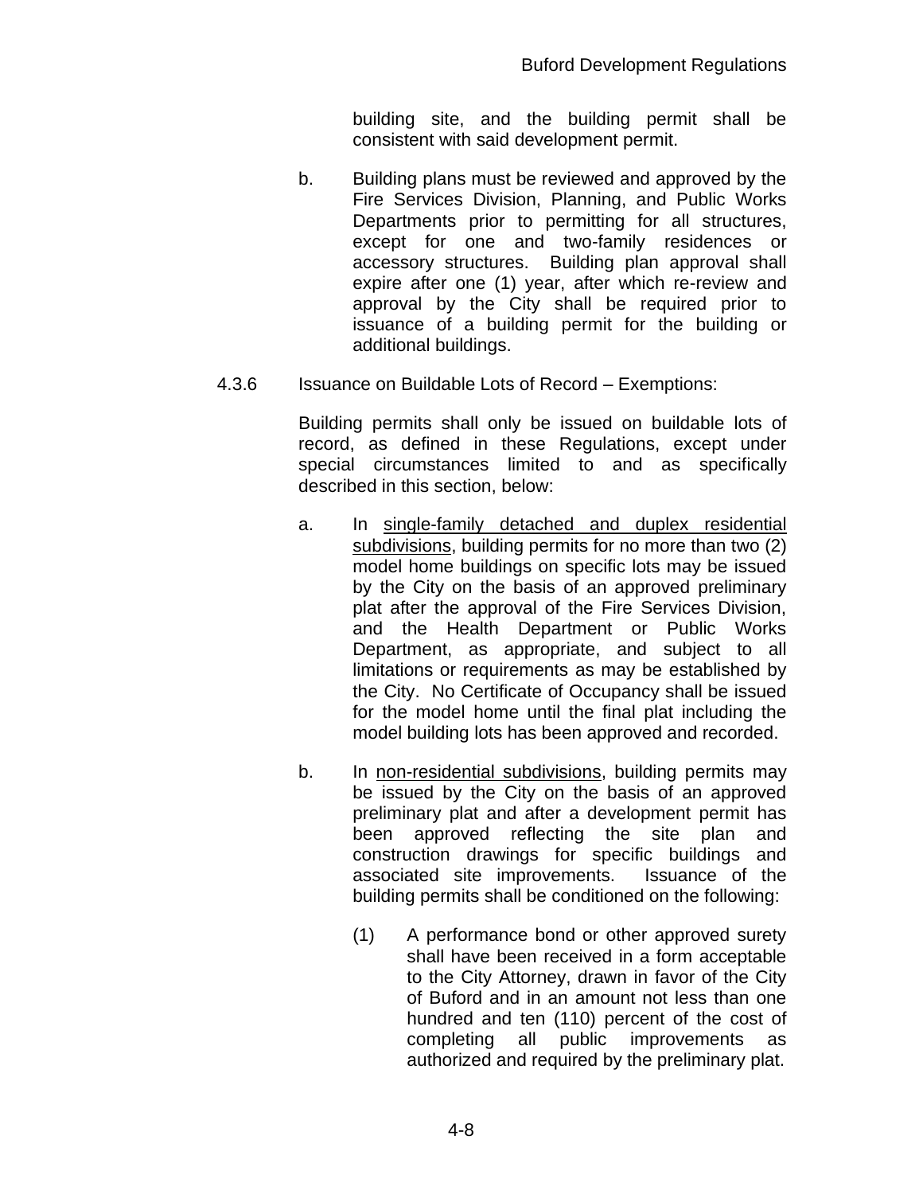building site, and the building permit shall be consistent with said development permit.

b. Building plans must be reviewed and approved by the Fire Services Division, Planning, and Public Works Departments prior to permitting for all structures, except for one and two-family residences or accessory structures. Building plan approval shall expire after one (1) year, after which re-review and approval by the City shall be required prior to issuance of a building permit for the building or additional buildings.

4.3.6 Issuance on Buildable Lots of Record – Exemptions:

Building permits shall only be issued on buildable lots of record, as defined in these Regulations, except under special circumstances limited to and as specifically described in this section, below:

a. In <u>single-family detached and duplex residential subdivisions</u>, building permits for no more than two (2) model home buildings on specific lots may be issued by the City on the basis of an approved preliminary plat after the approval of the Fire Services Division, and the Health Department or Public Works Department, as appropriate, and subject to all limitations or requirements as may be established by the City. No Certificate of Occupancy shall be issued for the model home until the final plat including the model building lots has been approved and recorded.

b. In <u>non-residential subdivisions</u>, building permits may be issued by the City on the basis of an approved preliminary plat and after a development permit has been approved reflecting the site plan and construction drawings for specific buildings and associated site improvements. Issuance of the building permits shall be conditioned on the following:

(1) A performance bond or other approved surety shall have been received in a form acceptable to the City Attorney, drawn in favor of the City of Buford and in an amount not less than one hundred and ten (110) percent of the cost of completing all public improvements as authorized and required by the preliminary plat.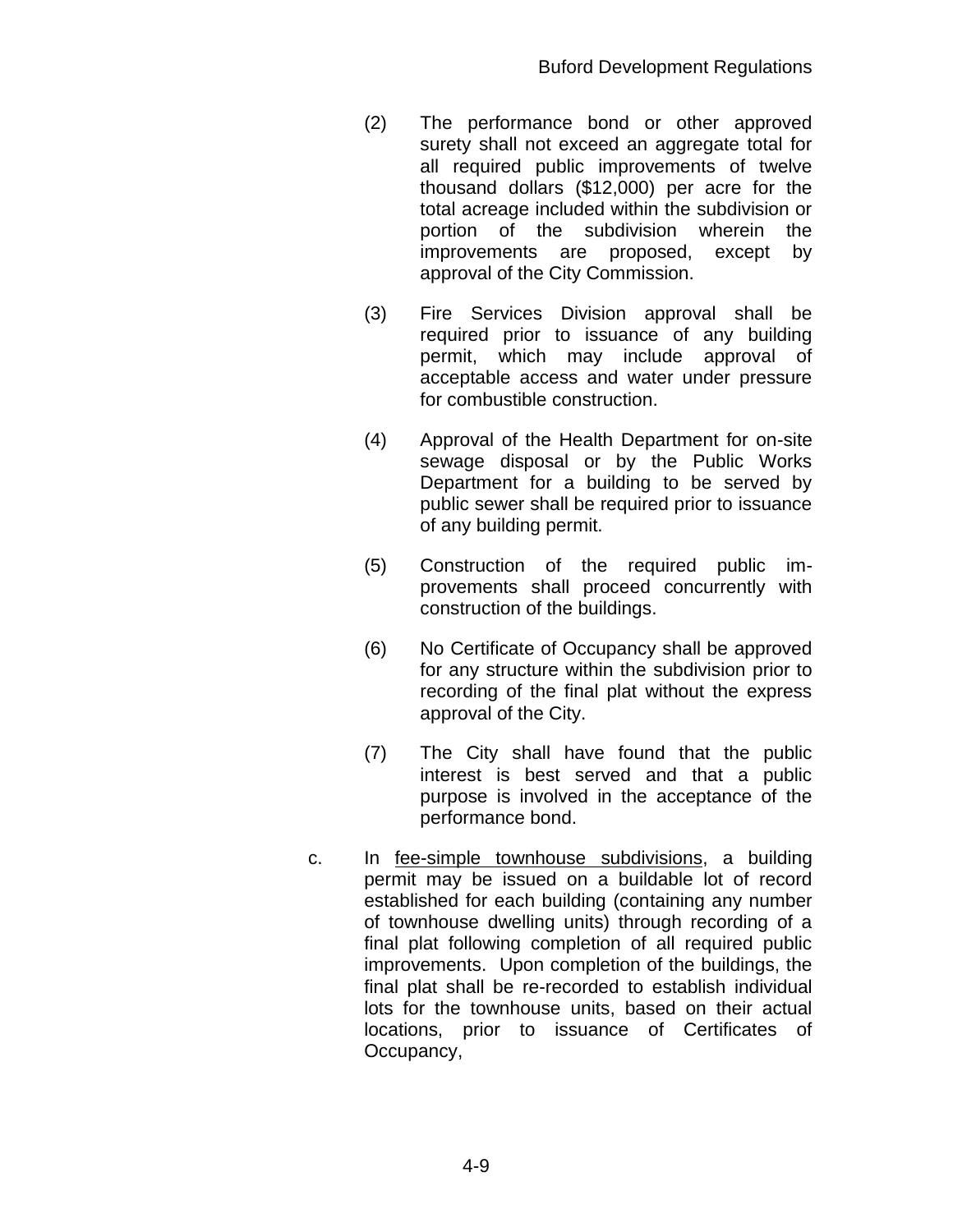(2) The performance bond or other approved surety shall not exceed an aggregate total for all required public improvements of twelve thousand dollars ($12,000) per acre for the total acreage included within the subdivision or portion of the subdivision wherein the improvements are proposed, except by approval of the City Commission.

(3) Fire Services Division approval shall be required prior to issuance of any building permit, which may include approval of acceptable access and water under pressure for combustible construction.

(4) Approval of the Health Department for on-site sewage disposal or by the Public Works Department for a building to be served by public sewer shall be required prior to issuance of any building permit.

(5) Construction of the required public improvements shall proceed concurrently with construction of the buildings.

(6) No Certificate of Occupancy shall be approved for any structure within the subdivision prior to recording of the final plat without the express approval of the City.

(7) The City shall have found that the public interest is best served and that a public purpose is involved in the acceptance of the performance bond.

c. In <u>fee-simple townhouse subdivisions</u>, a building permit may be issued on a buildable lot of record established for each building (containing any number of townhouse dwelling units) through recording of a final plat following completion of all required public improvements. Upon completion of the buildings, the final plat shall be re-recorded to establish individual lots for the townhouse units, based on their actual locations, prior to issuance of Certificates of Occupancy,